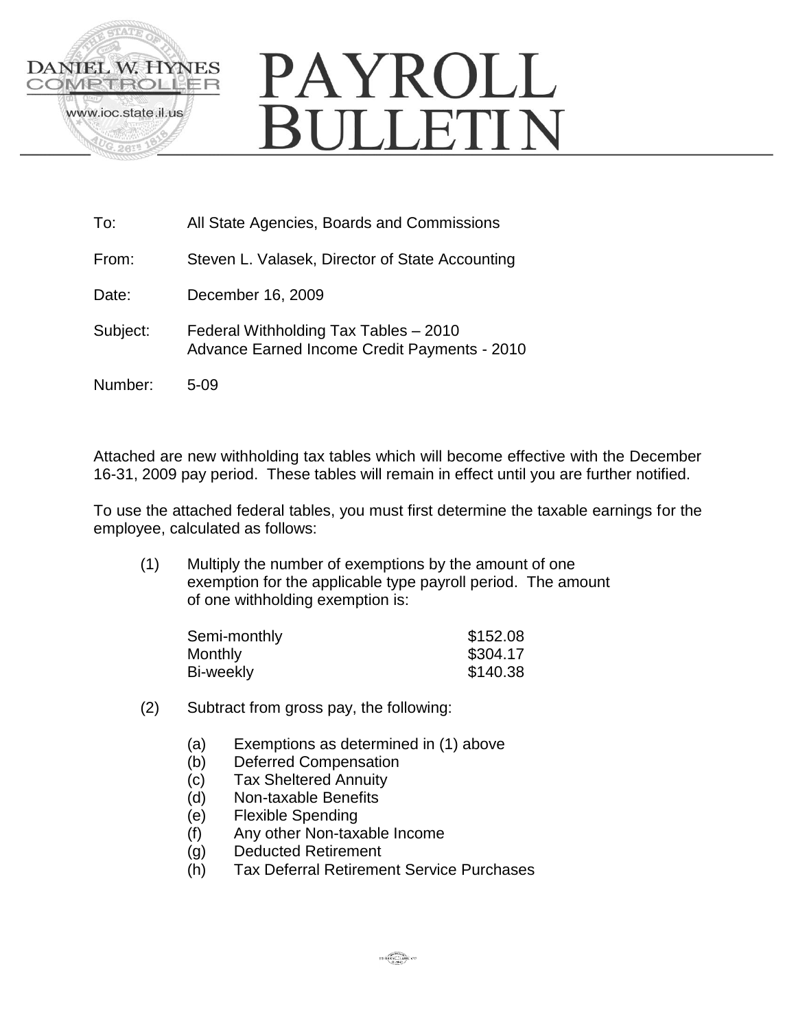DANIEL W. HYNES
COMPTROLLER
www.ioc.state.il.us

# PAYROLL BULLETIN

To: All State Agencies, Boards and Commissions

From: Steven L. Valasek, Director of State Accounting

Date: December 16, 2009

Subject: Federal Withholding Tax Tables – 2010
Advance Earned Income Credit Payments - 2010

Number: 5-09

Attached are new withholding tax tables which will become effective with the December 16-31, 2009 pay period. These tables will remain in effect until you are further notified.

To use the attached federal tables, you must first determine the taxable earnings for the employee, calculated as follows:

(1) Multiply the number of exemptions by the amount of one exemption for the applicable type payroll period. The amount of one withholding exemption is:

| | |
|---|---|
| Semi-monthly | $152.08 |
| Monthly | $304.17 |
| Bi-weekly | $140.38 |

(2) Subtract from gross pay, the following:

- (a) Exemptions as determined in (1) above
- (b) Deferred Compensation
- (c) Tax Sheltered Annuity
- (d) Non-taxable Benefits
- (e) Flexible Spending
- (f) Any other Non-taxable Income
- (g) Deducted Retirement
- (h) Tax Deferral Retirement Service Purchases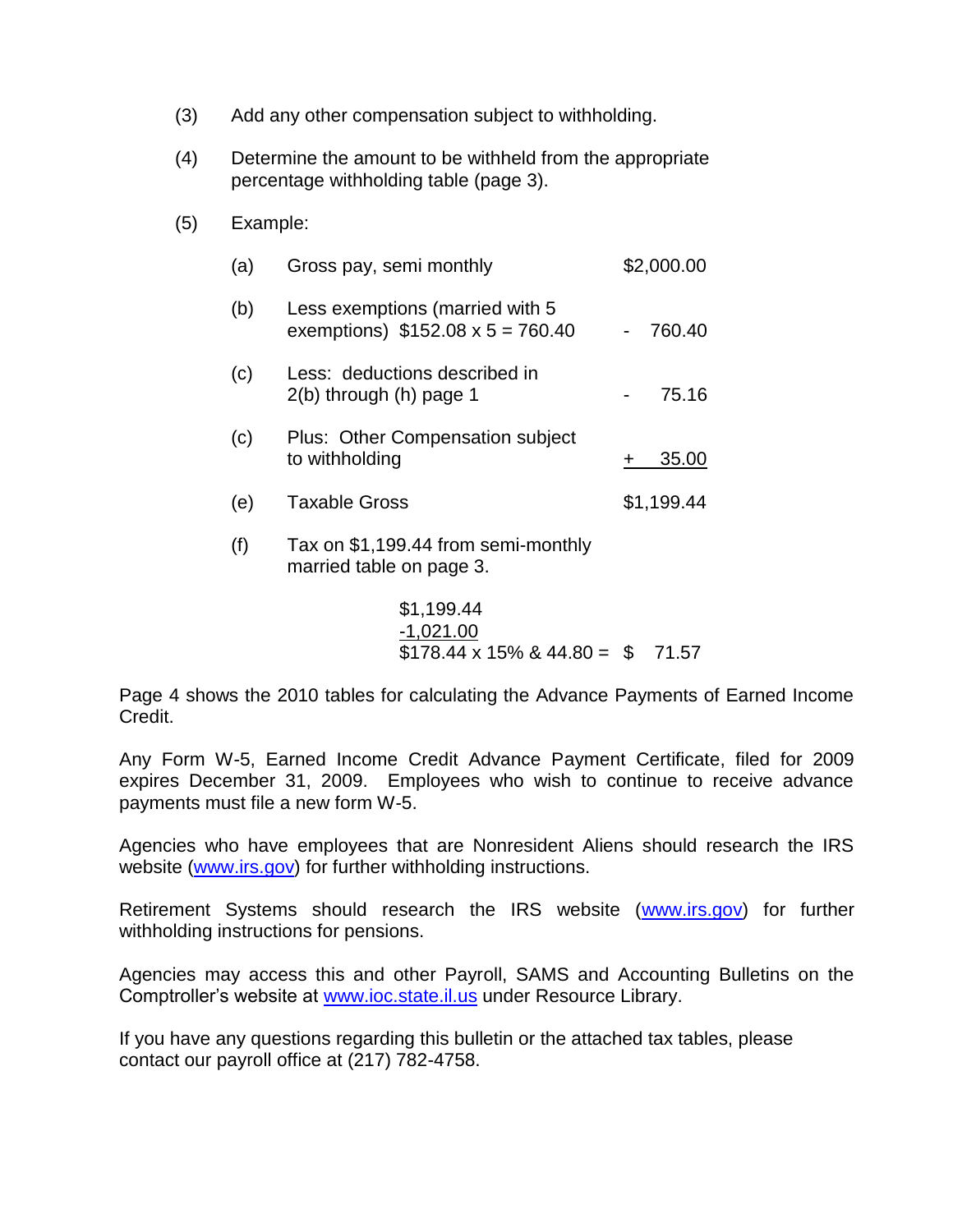(3) Add any other compensation subject to withholding.

(4) Determine the amount to be withheld from the appropriate percentage withholding table (page 3).

(5) Example:

| | | |
|---|---|---|
| (a) | Gross pay, semi monthly | $2,000.00 |
| (b) | Less exemptions (married with 5 exemptions) $152.08 x 5 = 760.40 | - 760.40 |
| (c) | Less: deductions described in 2(b) through (h) page 1 | - 75.16 |
| (c) | Plus: Other Compensation subject to withholding | + 35.00 |
| (e) | Taxable Gross | $1,199.44 |
| (f) | Tax on $1,199.44 from semi-monthly married table on page 3. | |

$1,199.44
-1,021.00
$178.44 x 15% & 44.80 = $ 71.57

Page 4 shows the 2010 tables for calculating the Advance Payments of Earned Income Credit.

Any Form W-5, Earned Income Credit Advance Payment Certificate, filed for 2009 expires December 31, 2009. Employees who wish to continue to receive advance payments must file a new form W-5.

Agencies who have employees that are Nonresident Aliens should research the IRS website (www.irs.gov) for further withholding instructions.

Retirement Systems should research the IRS website (www.irs.gov) for further withholding instructions for pensions.

Agencies may access this and other Payroll, SAMS and Accounting Bulletins on the Comptroller's website at www.ioc.state.il.us under Resource Library.

If you have any questions regarding this bulletin or the attached tax tables, please contact our payroll office at (217) 782-4758.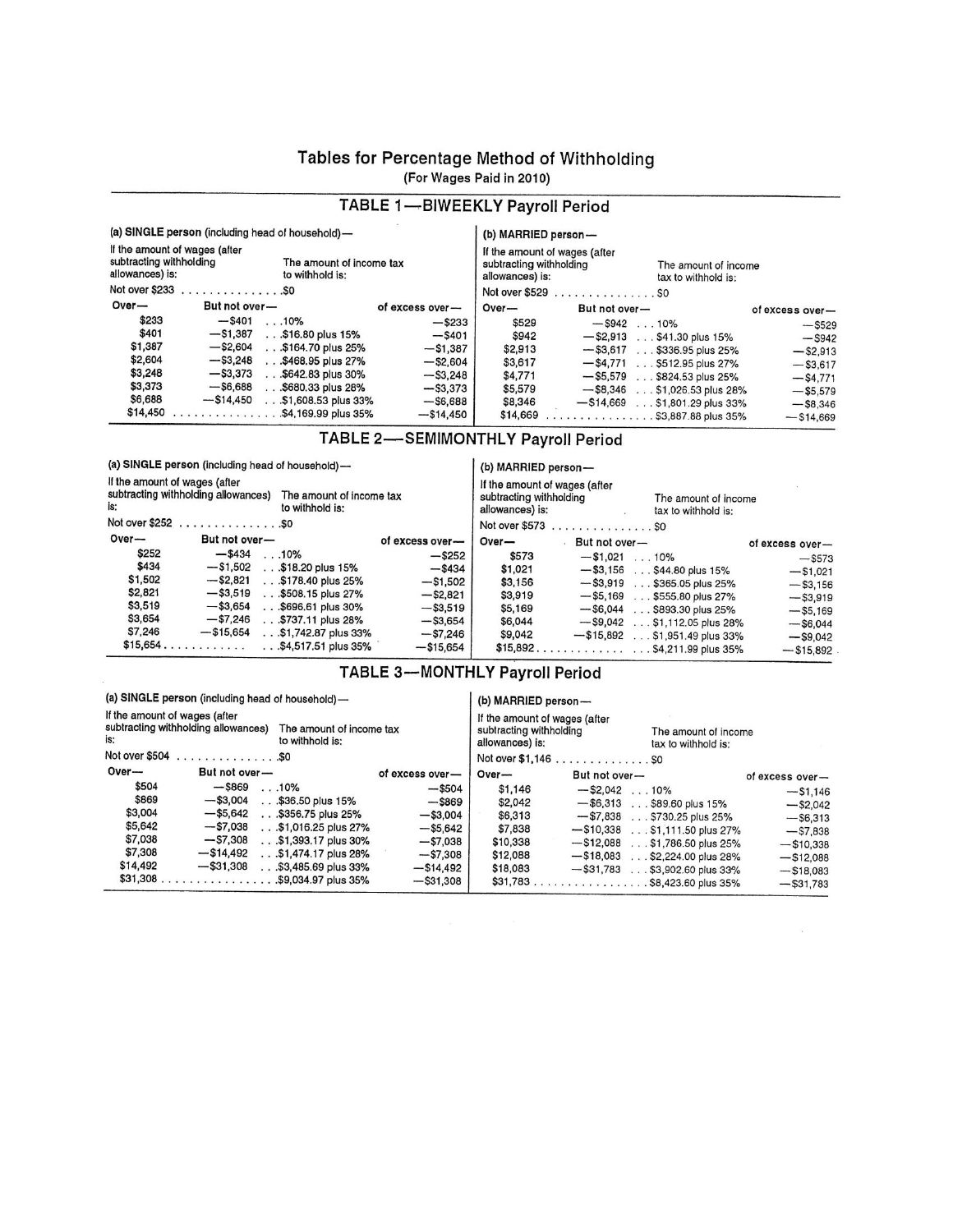# Tables for Percentage Method of Withholding

(For Wages Paid in 2010)

## TABLE 1—BIWEEKLY Payroll Period

**(a) SINGLE person (including head of household)—**

If the amount of wages (after subtracting withholding allowances) is: / The amount of income tax to withhold is:

Not over $233 . . . . . . . . . . . . . . $0

| Over— | But not over— | | of excess over— |
|---|---|---|---|
| $233 | —$401 | . . .10% | —$233 |
| $401 | —$1,387 | . . .$16.80 plus 15% | —$401 |
| $1,387 | —$2,604 | . . .$164.70 plus 25% | —$1,387 |
| $2,604 | —$3,248 | . . .$468.95 plus 27% | —$2,604 |
| $3,248 | —$3,373 | . . .$642.83 plus 30% | —$3,248 |
| $3,373 | —$6,688 | . . .$680.33 plus 28% | —$3,373 |
| $6,688 | —$14,450 | . . .$1,608.53 plus 33% | —$6,688 |
| $14,450 | . . . . . . . . . . . . . . . | $4,169.99 plus 35% | —$14,450 |

**(b) MARRIED person—**

If the amount of wages (after subtracting withholding allowances) is: / The amount of income tax to withhold is:

Not over $529 . . . . . . . . . . . . . . $0

| Over— | But not over— | | of excess over— |
|---|---|---|---|
| $529 | —$942 | . . . 10% | —$529 |
| $942 | —$2,913 | . . . $41.30 plus 15% | —$942 |
| $2,913 | —$3,617 | . . . $336.95 plus 25% | —$2,913 |
| $3,617 | —$4,771 | . . . $512.95 plus 27% | —$3,617 |
| $4,771 | —$5,579 | . . . $824.53 plus 25% | —$4,771 |
| $5,579 | —$8,346 | . . . $1,026.53 plus 28% | —$5,579 |
| $8,346 | —$14,669 | . . . $1,801.29 plus 33% | —$8,346 |
| $14,669 | . . . . . . . . . . . . . . . | $3,887.88 plus 35% | —$14,669 |

## TABLE 2—SEMIMONTHLY Payroll Period

**(a) SINGLE person (including head of household)—**

If the amount of wages (after subtracting withholding allowances) is: / The amount of income tax to withhold is:

Not over $252 . . . . . . . . . . . . . . $0

| Over— | But not over— | | of excess over— |
|---|---|---|---|
| $252 | —$434 | . . .10% | —$252 |
| $434 | —$1,502 | . . .$18.20 plus 15% | —$434 |
| $1,502 | —$2,821 | . . .$178.40 plus 25% | —$1,502 |
| $2,821 | —$3,519 | . . .$508.15 plus 27% | —$2,821 |
| $3,519 | —$3,654 | . . .$696.61 plus 30% | —$3,519 |
| $3,654 | —$7,246 | . . .$737.11 plus 28% | —$3,654 |
| $7,246 | —$15,654 | . . .$1,742.87 plus 33% | —$7,246 |
| $15,654 | . . . . . . . . . . . | . . .$4,517.51 plus 35% | —$15,654 |

**(b) MARRIED person—**

If the amount of wages (after subtracting withholding allowances) is: / The amount of income tax to withhold is:

Not over $573 . . . . . . . . . . . . . . $0

| Over— | But not over— | | of excess over— |
|---|---|---|---|
| $573 | —$1,021 | . . . 10% | —$573 |
| $1,021 | —$3,156 | . . . $44.80 plus 15% | —$1,021 |
| $3,156 | —$3,919 | . . . $365.05 plus 25% | —$3,156 |
| $3,919 | —$5,169 | . . . $555.80 plus 27% | —$3,919 |
| $5,169 | —$6,044 | . . . $893.30 plus 25% | —$5,169 |
| $6,044 | —$9,042 | . . . $1,112.05 plus 28% | —$6,044 |
| $9,042 | —$15,892 | . . . $1,951.49 plus 33% | —$9,042 |
| $15,892 | . . . . . . . . . . . . . | . . . $4,211.99 plus 35% | —$15,892 |

## TABLE 3—MONTHLY Payroll Period

**(a) SINGLE person (including head of household)—**

If the amount of wages (after subtracting withholding allowances) is: / The amount of income tax to withhold is:

Not over $504 . . . . . . . . . . . . . . $0

| Over— | But not over— | | of excess over— |
|---|---|---|---|
| $504 | —$869 | . . .10% | —$504 |
| $869 | —$3,004 | . . .$36.50 plus 15% | —$869 |
| $3,004 | —$5,642 | . . .$356.75 plus 25% | —$3,004 |
| $5,642 | —$7,038 | . . .$1,016.25 plus 27% | —$5,642 |
| $7,038 | —$7,308 | . . .$1,393.17 plus 30% | —$7,038 |
| $7,308 | —$14,492 | . . .$1,474.17 plus 28% | —$7,308 |
| $14,492 | —$31,308 | . . .$3,485.69 plus 33% | —$14,492 |
| $31,308 | . . . . . . . . . . . . . . . . | $9,034.97 plus 35% | —$31,308 |

**(b) MARRIED person—**

If the amount of wages (after subtracting withholding allowances) is: / The amount of income tax to withhold is:

Not over $1,146 . . . . . . . . . . . . . $0

| Over— | But not over— | | of excess over— |
|---|---|---|---|
| $1,146 | —$2,042 | . . . 10% | —$1,146 |
| $2,042 | —$6,313 | . . . $89.60 plus 15% | —$2,042 |
| $6,313 | —$7,838 | . . . $730.25 plus 25% | —$6,313 |
| $7,838 | —$10,338 | . . . $1,111.50 plus 27% | —$7,838 |
| $10,338 | —$12,088 | . . . $1,786.50 plus 25% | —$10,338 |
| $12,088 | —$18,083 | . . . $2,224.00 plus 28% | —$12,088 |
| $18,083 | —$31,783 | . . . $3,902.60 plus 33% | —$18,083 |
| $31,783 | . . . . . . . . . . . . . . . . | $8,423.60 plus 35% | —$31,783 |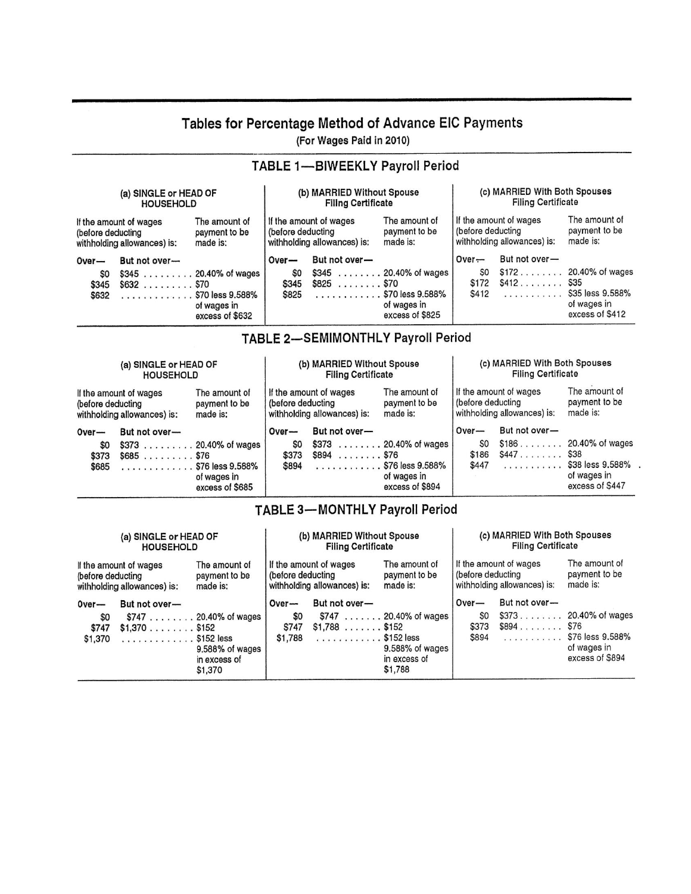# Tables for Percentage Method of Advance EIC Payments

(For Wages Paid in 2010)

## TABLE 1—BIWEEKLY Payroll Period

| (a) SINGLE or HEAD OF HOUSEHOLD | | | (b) MARRIED Without Spouse Filing Certificate | | | (c) MARRIED With Both Spouses Filing Certificate | | |
|---|---|---|---|---|---|---|---|---|
| If the amount of wages (before deducting withholding allowances) is: | | The amount of payment to be made is: | If the amount of wages (before deducting withholding allowances) is: | | The amount of payment to be made is: | If the amount of wages (before deducting withholding allowances) is: | | The amount of payment to be made is: |
| Over— | But not over— | | Over— | But not over— | | Over— | But not over— | |
| $0 | $345 | 20.40% of wages | $0 | $345 | 20.40% of wages | $0 | $172 | 20.40% of wages |
| $345 | $632 | $70 | $345 | $825 | $70 | $172 | $412 | $35 |
| $632 | | $70 less 9.588% of wages in excess of $632 | $825 | | $70 less 9.588% of wages in excess of $825 | $412 | | $35 less 9.588% of wages in excess of $412 |

## TABLE 2—SEMIMONTHLY Payroll Period

| (a) SINGLE or HEAD OF HOUSEHOLD | | | (b) MARRIED Without Spouse Filing Certificate | | | (c) MARRIED With Both Spouses Filing Certificate | | |
|---|---|---|---|---|---|---|---|---|
| If the amount of wages (before deducting withholding allowances) is: | | The amount of payment to be made is: | If the amount of wages (before deducting withholding allowances) is: | | The amount of payment to be made is: | If the amount of wages (before deducting withholding allowances) is: | | The amount of payment to be made is: |
| Over— | But not over— | | Over— | But not over— | | Over— | But not over— | |
| $0 | $373 | 20.40% of wages | $0 | $373 | 20.40% of wages | $0 | $186 | 20.40% of wages |
| $373 | $685 | $76 | $373 | $894 | $76 | $186 | $447 | $38 |
| $685 | | $76 less 9.588% of wages in excess of $685 | $894 | | $76 less 9.588% of wages in excess of $894 | $447 | | $38 less 9.588% of wages in excess of $447 |

## TABLE 3—MONTHLY Payroll Period

| (a) SINGLE or HEAD OF HOUSEHOLD | | | (b) MARRIED Without Spouse Filing Certificate | | | (c) MARRIED With Both Spouses Filing Certificate | | |
|---|---|---|---|---|---|---|---|---|
| If the amount of wages (before deducting withholding allowances) is: | | The amount of payment to be made is: | If the amount of wages (before deducting withholding allowances) is: | | The amount of payment to be made is: | If the amount of wages (before deducting withholding allowances) is: | | The amount of payment to be made is: |
| Over— | But not over— | | Over— | But not over— | | Over— | But not over— | |
| $0 | $747 | 20.40% of wages | $0 | $747 | 20.40% of wages | $0 | $373 | 20.40% of wages |
| $747 | $1,370 | $152 | $747 | $1,788 | $152 | $373 | $894 | $76 |
| $1,370 | | $152 less 9.588% of wages in excess of $1,370 | $1,788 | | $152 less 9.588% of wages in excess of $1,788 | $894 | | $76 less 9.588% of wages in excess of $894 |